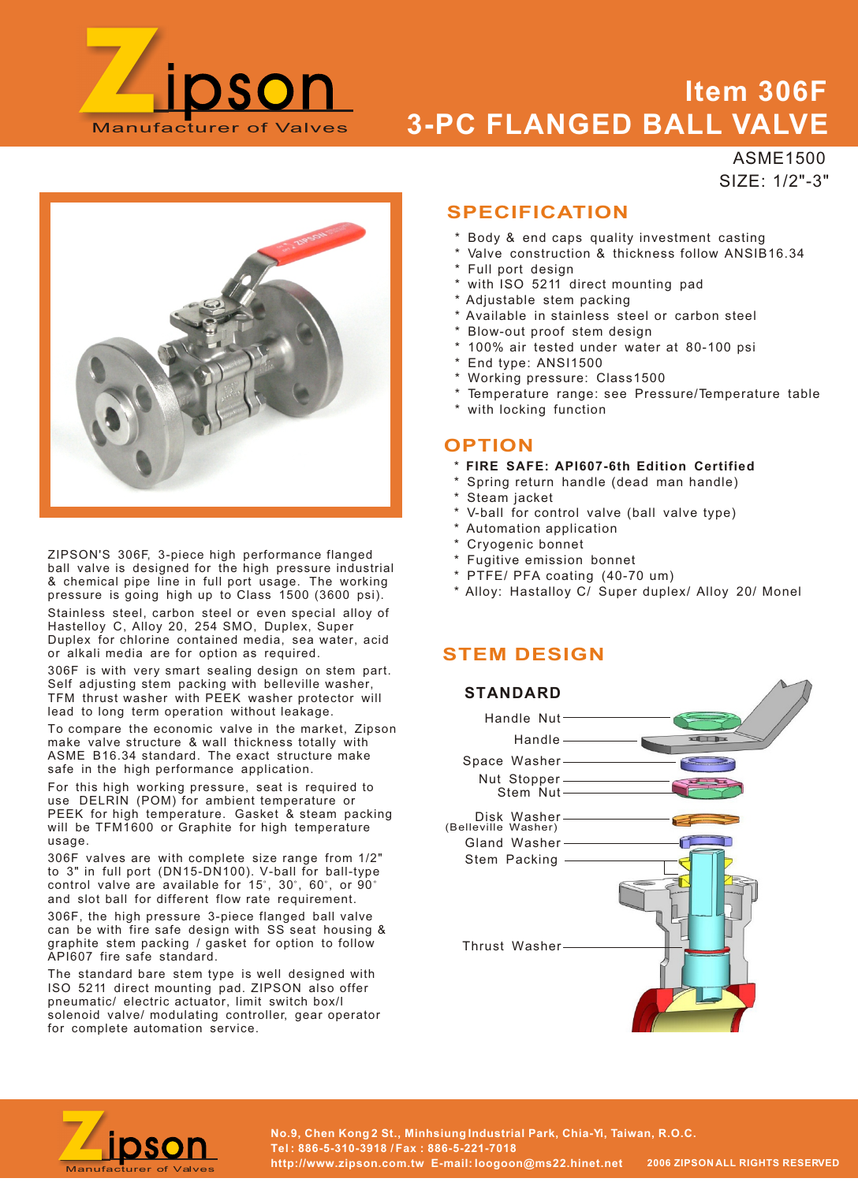# Item 306F
# 3-PC FLANGED BALL VALVE

ASME1500
SIZE: 1/2"-3"

ZIPSON'S 306F, 3-piece high performance flanged ball valve is designed for the high pressure industrial & chemical pipe line in full port usage. The working pressure is going high up to Class 1500 (3600 psi).

Stainless steel, carbon steel or even special alloy of Hastelloy C, Alloy 20, 254 SMO, Duplex, Super Duplex for chlorine contained media, sea water, acid or alkali media are for option as required.

306F is with very smart sealing design on stem part. Self adjusting stem packing with belleville washer, TFM thrust washer with PEEK washer protector will lead to long term operation without leakage.

To compare the economic valve in the market, Zipson make valve structure & wall thickness totally with ASME B16.34 standard. The exact structure make safe in the high performance application.

For this high working pressure, seat is required to use DELRIN (POM) for ambient temperature or PEEK for high temperature. Gasket & steam packing will be TFM1600 or Graphite for high temperature usage.

306F valves are with complete size range from 1/2" to 3" in full port (DN15-DN100). V-ball for ball-type control valve are available for 15°, 30°, 60°, or 90° and slot ball for different flow rate requirement.

306F, the high pressure 3-piece flanged ball valve can be with fire safe design with SS seat housing & graphite stem packing / gasket for option to follow API607 fire safe standard.

The standard bare stem type is well designed with ISO 5211 direct mounting pad. ZIPSON also offer pneumatic/ electric actuator, limit switch box/l solenoid valve/ modulating controller, gear operator for complete automation service.

## SPECIFICATION

* Body & end caps quality investment casting
* Valve construction & thickness follow ANSIB16.34
* Full port design
* with ISO 5211 direct mounting pad
* Adjustable stem packing
* Available in stainless steel or carbon steel
* Blow-out proof stem design
* 100% air tested under water at 80-100 psi
* End type: ANSI1500
* Working pressure: Class1500
* Temperature range: see Pressure/Temperature table
* with locking function

## OPTION

* **FIRE SAFE: API607-6th Edition Certified**
* Spring return handle (dead man handle)
* Steam jacket
* V-ball for control valve (ball valve type)
* Automation application
* Cryogenic bonnet
* Fugitive emission bonnet
* PTFE/ PFA coating (40-70 um)
* Alloy: Hastalloy C/ Super duplex/ Alloy 20/ Monel

## STEM DESIGN

### STANDARD

- Handle Nut
- Handle
- Space Washer
- Nut Stopper
- Stem Nut
- Disk Washer (Belleville Washer)
- Gland Washer
- Stem Packing
- Thrust Washer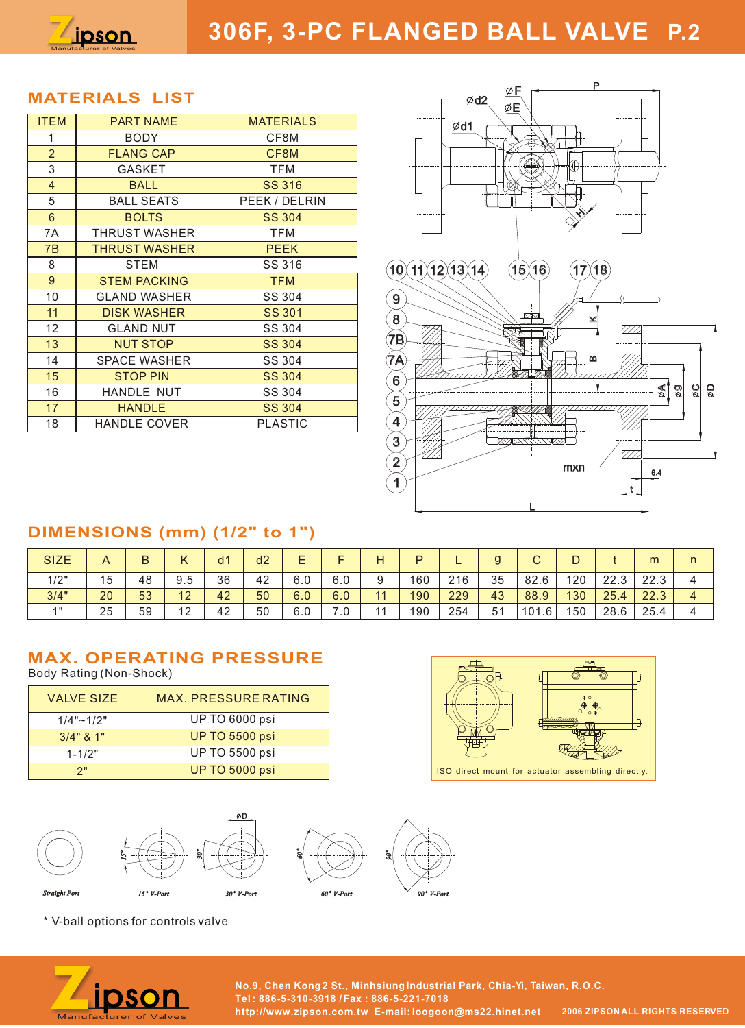# 306F, 3-PC FLANGED BALL VALVE

## MATERIALS LIST

| ITEM | PART NAME | MATERIALS |
|---|---|---|
| 1 | BODY | CF8M |
| 2 | FLANG CAP | CF8M |
| 3 | GASKET | TFM |
| 4 | BALL | SS 316 |
| 5 | BALL SEATS | PEEK / DELRIN |
| 6 | BOLTS | SS 304 |
| 7A | THRUST WASHER | TFM |
| 7B | THRUST WASHER | PEEK |
| 8 | STEM | SS 316 |
| 9 | STEM PACKING | TFM |
| 10 | GLAND WASHER | SS 304 |
| 11 | DISK WASHER | SS 301 |
| 12 | GLAND NUT | SS 304 |
| 13 | NUT STOP | SS 304 |
| 14 | SPACE WASHER | SS 304 |
| 15 | STOP PIN | SS 304 |
| 16 | HANDLE NUT | SS 304 |
| 17 | HANDLE | SS 304 |
| 18 | HANDLE COVER | PLASTIC |

## DIMENSIONS (mm) (1/2" to 1")

| SIZE | A | B | K | d1 | d2 | E | F | H | P | L | g | C | D | t | m | n |
|---|---|---|---|---|---|---|---|---|---|---|---|---|---|---|---|---|
| 1/2" | 15 | 48 | 9.5 | 36 | 42 | 6.0 | 6.0 | 9 | 160 | 216 | 35 | 82.6 | 120 | 22.3 | 22.3 | 4 |
| 3/4" | 20 | 53 | 12 | 42 | 50 | 6.0 | 6.0 | 11 | 190 | 229 | 43 | 88.9 | 130 | 25.4 | 22.3 | 4 |
| 1" | 25 | 59 | 12 | 42 | 50 | 6.0 | 7.0 | 11 | 190 | 254 | 51 | 101.6 | 150 | 28.6 | 25.4 | 4 |

## MAX. OPERATING PRESSURE

Body Rating (Non-Shock)

| VALVE SIZE | MAX. PRESSURE RATING |
|---|---|
| 1/4"~1/2" | UP TO 6000 psi |
| 3/4" & 1" | UP TO 5500 psi |
| 1-1/2" | UP TO 5500 psi |
| 2" | UP TO 5000 psi |

ISO direct mount for actuator assembling directly.

Straight Port — 15° V-Port — 30° V-Port — 60° V-Port — 90° V-Port

* V-ball options for controls valve

No.9, Chen Kong 2 St., Minhsiung Industrial Park, Chia-Yi, Taiwan, R.O.C.
Tel : 886-5-310-3918 / Fax : 886-5-221-7018
http://www.zipson.com.tw E-mail: loogoon@ms22.hinet.net

2006 ZIPSON ALL RIGHTS RESERVED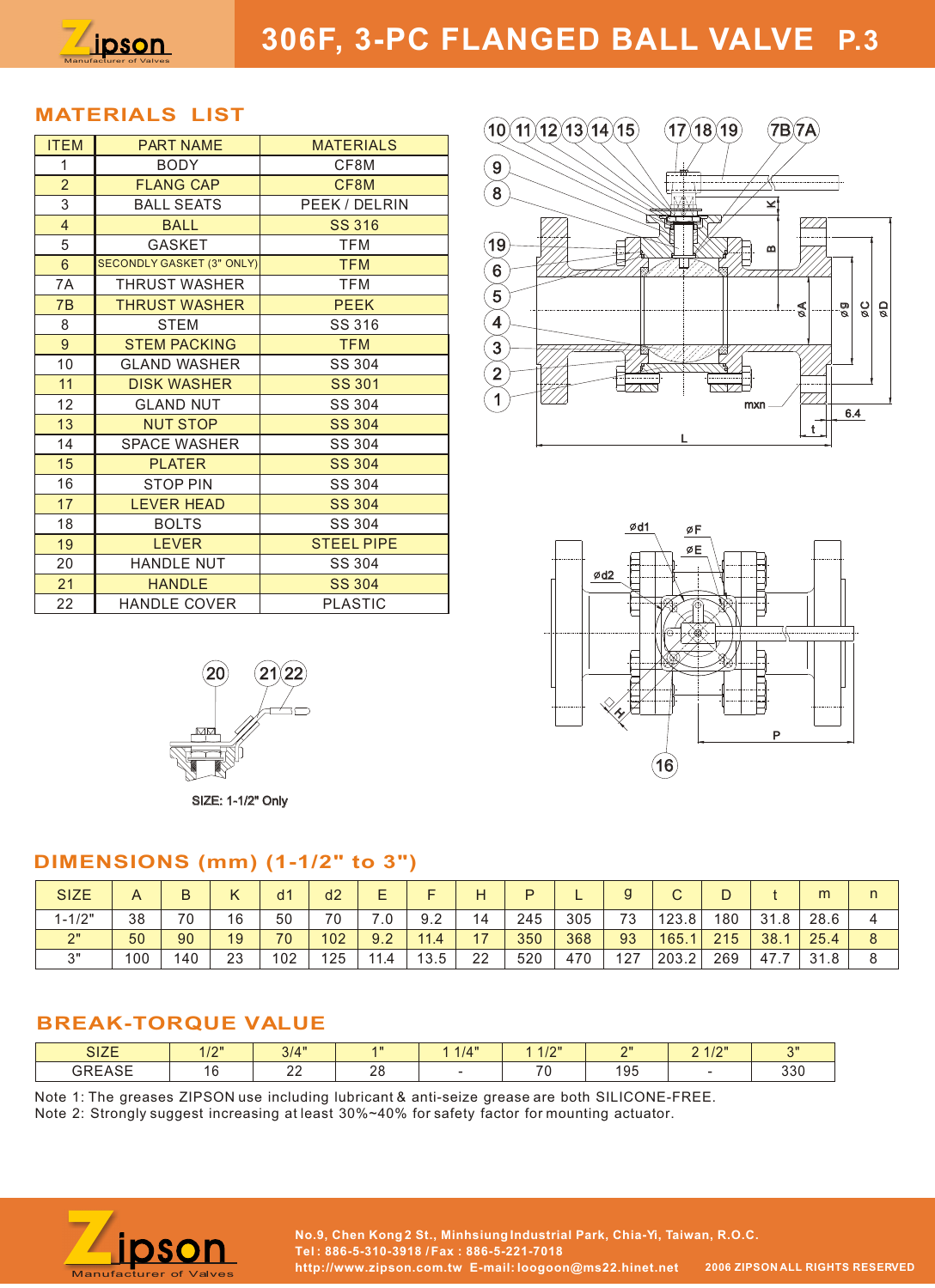# 306F, 3-PC FLANGED BALL VALVE

## MATERIALS LIST

| ITEM | PART NAME | MATERIALS |
|---|---|---|
| 1 | BODY | CF8M |
| 2 | FLANG CAP | CF8M |
| 3 | BALL SEATS | PEEK / DELRIN |
| 4 | BALL | SS 316 |
| 5 | GASKET | TFM |
| 6 | SECONDLY GASKET (3" ONLY) | TFM |
| 7A | THRUST WASHER | TFM |
| 7B | THRUST WASHER | PEEK |
| 8 | STEM | SS 316 |
| 9 | STEM PACKING | TFM |
| 10 | GLAND WASHER | SS 304 |
| 11 | DISK WASHER | SS 301 |
| 12 | GLAND NUT | SS 304 |
| 13 | NUT STOP | SS 304 |
| 14 | SPACE WASHER | SS 304 |
| 15 | PLATER | SS 304 |
| 16 | STOP PIN | SS 304 |
| 17 | LEVER HEAD | SS 304 |
| 18 | BOLTS | SS 304 |
| 19 | LEVER | STEEL PIPE |
| 20 | HANDLE NUT | SS 304 |
| 21 | HANDLE | SS 304 |
| 22 | HANDLE COVER | PLASTIC |

SIZE: 1-1/2" Only

## DIMENSIONS (mm) (1-1/2" to 3")

| SIZE | A | B | K | d1 | d2 | E | F | H | P | L | g | C | D | t | m | n |
|---|---|---|---|---|---|---|---|---|---|---|---|---|---|---|---|---|
| 1-1/2" | 38 | 70 | 16 | 50 | 70 | 7.0 | 9.2 | 14 | 245 | 305 | 73 | 123.8 | 180 | 31.8 | 28.6 | 4 |
| 2" | 50 | 90 | 19 | 70 | 102 | 9.2 | 11.4 | 17 | 350 | 368 | 93 | 165.1 | 215 | 38.1 | 25.4 | 8 |
| 3" | 100 | 140 | 23 | 102 | 125 | 11.4 | 13.5 | 22 | 520 | 470 | 127 | 203.2 | 269 | 47.7 | 31.8 | 8 |

## BREAK-TORQUE VALUE

| SIZE | 1/2" | 3/4" | 1" | 1 1/4" | 1 1/2" | 2" | 2 1/2" | 3" |
|---|---|---|---|---|---|---|---|---|
| GREASE | 16 | 22 | 28 | - | 70 | 195 | - | 330 |

Note 1: The greases ZIPSON use including lubricant & anti-seize grease are both SILICONE-FREE.
Note 2: Strongly suggest increasing at least 30%~40% for safety factor for mounting actuator.

No.9, Chen Kong 2 St., Minhsiung Industrial Park, Chia-Yi, Taiwan, R.O.C.
Tel : 886-5-310-3918 / Fax : 886-5-221-7018
http://www.zipson.com.tw E-mail: loogoon@ms22.hinet.net
2006 ZIPSON ALL RIGHTS RESERVED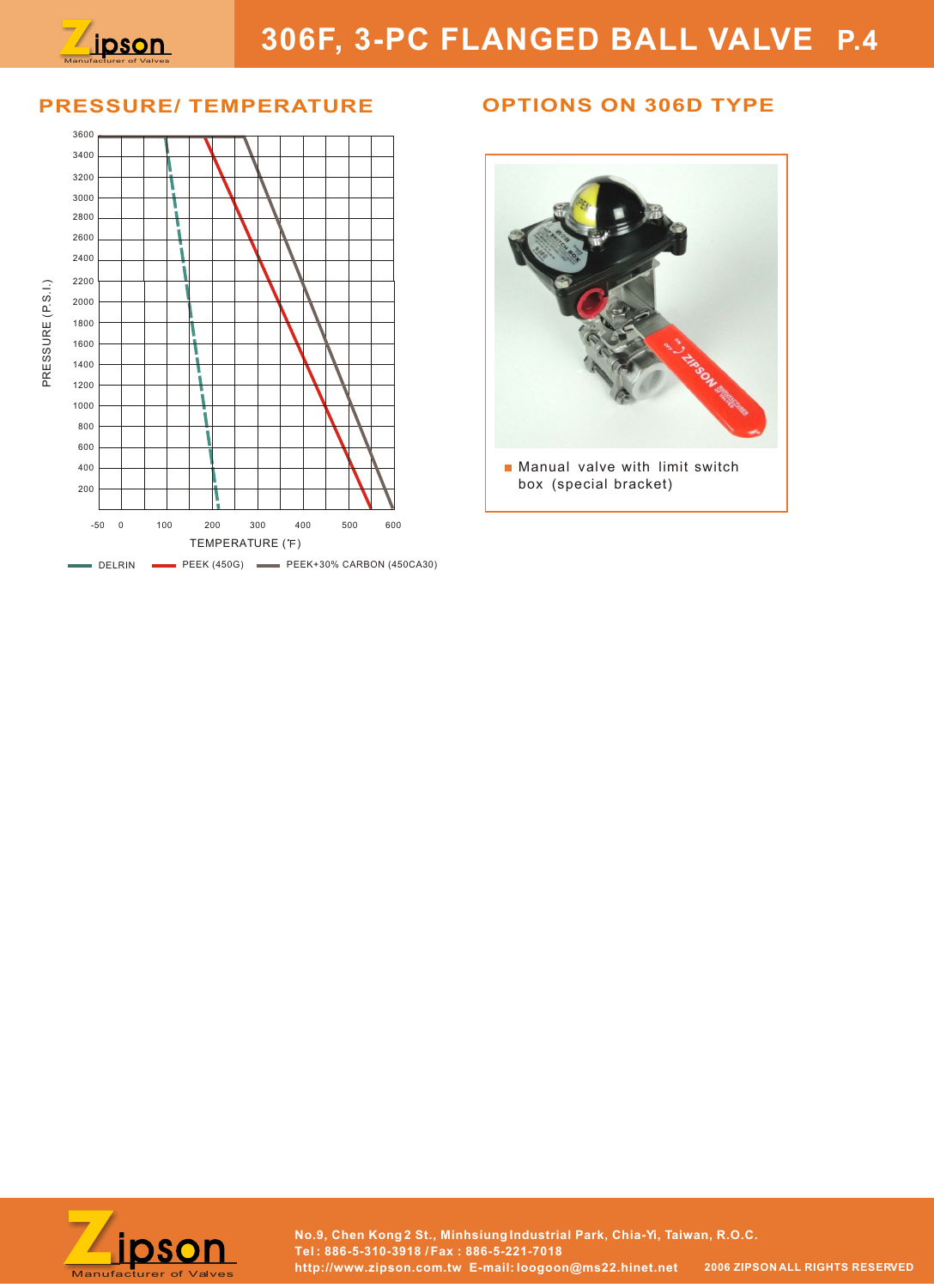# 306F, 3-PC FLANGED BALL VALVE

## PRESSURE/ TEMPERATURE

PRESSURE (P.S.I.)

3600
3400
3200
3000
2800
2600
2400
2200
2000
1800
1600
1400
1200
1000
800
600
400
200

-50 0 100 200 300 400 500 600

TEMPERATURE (℉)

DELRIN
PEEK (450G)
PEEK+30% CARBON (450CA30)

## OPTIONS ON 306D TYPE

- Manual valve with limit switch box (special bracket)

No.9, Chen Kong 2 St., Minhsiung Industrial Park, Chia-Yi, Taiwan, R.O.C.
Tel : 886-5-310-3918 / Fax : 886-5-221-7018
http://www.zipson.com.tw E-mail: loogoon@ms22.hinet.net

2006 ZIPSON ALL RIGHTS RESERVED